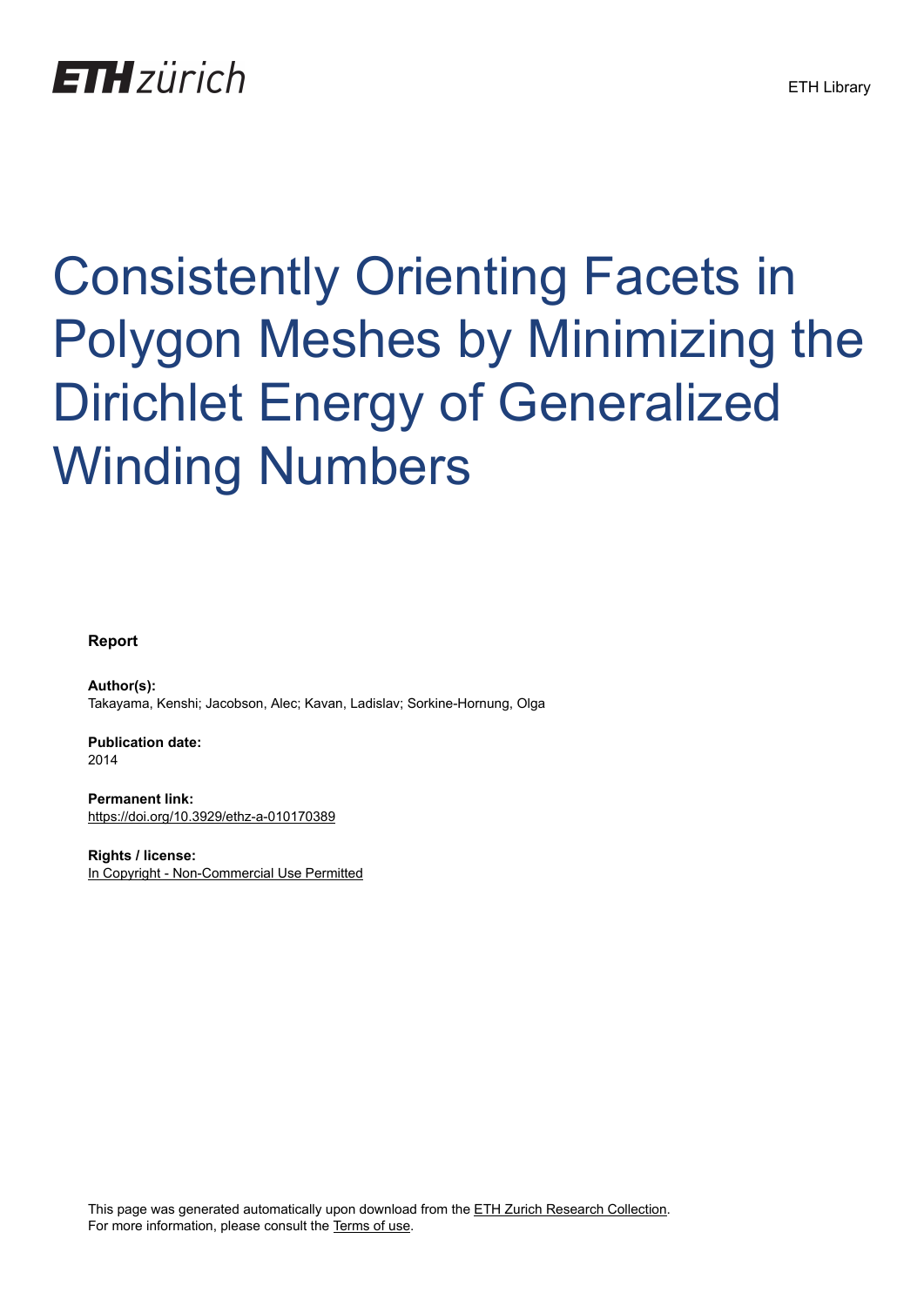ETH zürich

ETH Library

# Consistently Orienting Facets in Polygon Meshes by Minimizing the Dirichlet Energy of Generalized Winding Numbers

**Report**

**Author(s):**
Takayama, Kenshi; Jacobson, Alec; Kavan, Ladislav; Sorkine-Hornung, Olga

**Publication date:**
2014

**Permanent link:**
https://doi.org/10.3929/ethz-a-010170389

**Rights / license:**
In Copyright - Non-Commercial Use Permitted

This page was generated automatically upon download from the ETH Zurich Research Collection.
For more information, please consult the Terms of use.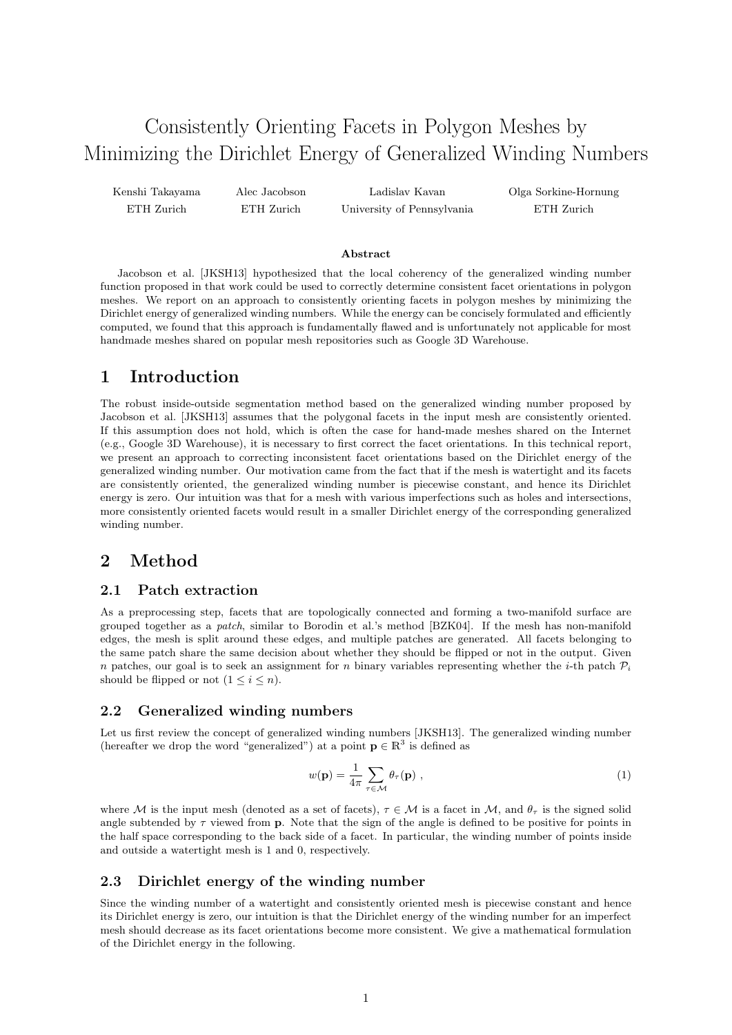# Consistently Orienting Facets in Polygon Meshes by Minimizing the Dirichlet Energy of Generalized Winding Numbers

Kenshi Takayama — ETH Zurich

Alec Jacobson — ETH Zurich

Ladislav Kavan — University of Pennsylvania

Olga Sorkine-Hornung — ETH Zurich

**Abstract**

Jacobson et al. [JKSH13] hypothesized that the local coherency of the generalized winding number function proposed in that work could be used to correctly determine consistent facet orientations in polygon meshes. We report on an approach to consistently orienting facets in polygon meshes by minimizing the Dirichlet energy of generalized winding numbers. While the energy can be concisely formulated and efficiently computed, we found that this approach is fundamentally flawed and is unfortunately not applicable for most handmade meshes shared on popular mesh repositories such as Google 3D Warehouse.

## 1 Introduction

The robust inside-outside segmentation method based on the generalized winding number proposed by Jacobson et al. [JKSH13] assumes that the polygonal facets in the input mesh are consistently oriented. If this assumption does not hold, which is often the case for hand-made meshes shared on the Internet (e.g., Google 3D Warehouse), it is necessary to first correct the facet orientations. In this technical report, we present an approach to correcting inconsistent facet orientations based on the Dirichlet energy of the generalized winding number. Our motivation came from the fact that if the mesh is watertight and its facets are consistently oriented, the generalized winding number is piecewise constant, and hence its Dirichlet energy is zero. Our intuition was that for a mesh with various imperfections such as holes and intersections, more consistently oriented facets would result in a smaller Dirichlet energy of the corresponding generalized winding number.

## 2 Method

### 2.1 Patch extraction

As a preprocessing step, facets that are topologically connected and forming a two-manifold surface are grouped together as a *patch*, similar to Borodin et al.'s method [BZK04]. If the mesh has non-manifold edges, the mesh is split around these edges, and multiple patches are generated. All facets belonging to the same patch share the same decision about whether they should be flipped or not in the output. Given $n$ patches, our goal is to seek an assignment for $n$ binary variables representing whether the $i$-th patch $\mathcal{P}_i$ should be flipped or not ($1 \leq i \leq n$).

### 2.2 Generalized winding numbers

Let us first review the concept of generalized winding numbers [JKSH13]. The generalized winding number (hereafter we drop the word "generalized") at a point $\mathbf{p} \in \mathbb{R}^3$ is defined as

$$w(\mathbf{p}) = \frac{1}{4\pi} \sum_{\tau \in \mathcal{M}} \theta_\tau(\mathbf{p}) \ , \tag{1}$$

where $\mathcal{M}$ is the input mesh (denoted as a set of facets), $\tau \in \mathcal{M}$ is a facet in $\mathcal{M}$, and $\theta_\tau$ is the signed solid angle subtended by $\tau$ viewed from $\mathbf{p}$. Note that the sign of the angle is defined to be positive for points in the half space corresponding to the back side of a facet. In particular, the winding number of points inside and outside a watertight mesh is 1 and 0, respectively.

### 2.3 Dirichlet energy of the winding number

Since the winding number of a watertight and consistently oriented mesh is piecewise constant and hence its Dirichlet energy is zero, our intuition is that the Dirichlet energy of the winding number for an imperfect mesh should decrease as its facet orientations become more consistent. We give a mathematical formulation of the Dirichlet energy in the following.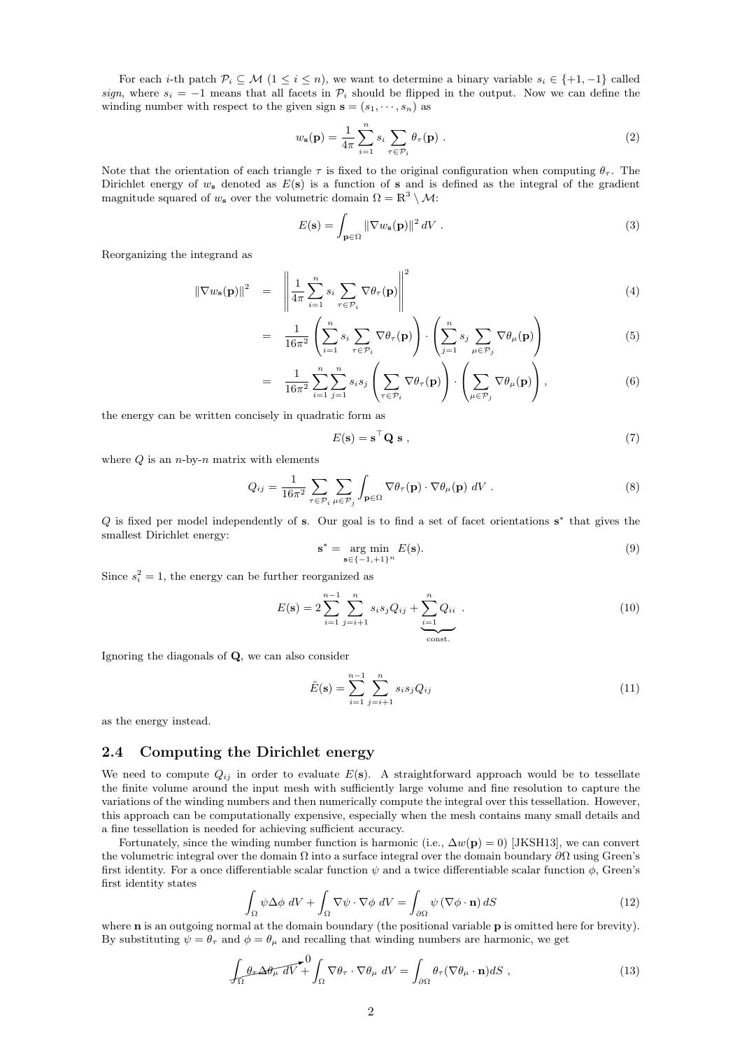For each $i$-th patch $\mathcal{P}_i \subseteq \mathcal{M}$ ($1 \leq i \leq n$), we want to determine a binary variable $s_i \in \{+1, -1\}$ called *sign*, where $s_i = -1$ means that all facets in $\mathcal{P}_i$ should be flipped in the output. Now we can define the winding number with respect to the given sign $\mathbf{s} = (s_1, \cdots, s_n)$ as

$$w_{\mathbf{s}}(\mathbf{p}) = \frac{1}{4\pi} \sum_{i=1}^{n} s_i \sum_{\tau \in \mathcal{P}_i} \theta_\tau(\mathbf{p}) \ . \tag{2}$$

Note that the orientation of each triangle $\tau$ is fixed to the original configuration when computing $\theta_\tau$. The Dirichlet energy of $w_{\mathbf{s}}$ denoted as $E(\mathbf{s})$ is a function of $\mathbf{s}$ and is defined as the integral of the gradient magnitude squared of $w_{\mathbf{s}}$ over the volumetric domain $\Omega = \mathbb{R}^3 \setminus \mathcal{M}$:

$$E(\mathbf{s}) = \int_{\mathbf{p} \in \Omega} \|\nabla w_{\mathbf{s}}(\mathbf{p})\|^2 \, dV \ . \tag{3}$$

Reorganizing the integrand as

$$\begin{aligned}
\|\nabla w_{\mathbf{s}}(\mathbf{p})\|^2 &= \left\| \frac{1}{4\pi} \sum_{i=1}^{n} s_i \sum_{\tau \in \mathcal{P}_i} \nabla \theta_\tau(\mathbf{p}) \right\|^2 & (4)\\
&= \frac{1}{16\pi^2} \left( \sum_{i=1}^{n} s_i \sum_{\tau \in \mathcal{P}_i} \nabla \theta_\tau(\mathbf{p}) \right) \cdot \left( \sum_{j=1}^{n} s_j \sum_{\mu \in \mathcal{P}_j} \nabla \theta_\mu(\mathbf{p}) \right) & (5)\\
&= \frac{1}{16\pi^2} \sum_{i=1}^{n} \sum_{j=1}^{n} s_i s_j \left( \sum_{\tau \in \mathcal{P}_i} \nabla \theta_\tau(\mathbf{p}) \right) \cdot \left( \sum_{\mu \in \mathcal{P}_j} \nabla \theta_\mu(\mathbf{p}) \right) , & (6)
\end{aligned}$$

the energy can be written concisely in quadratic form as

$$E(\mathbf{s}) = \mathbf{s}^\top \mathbf{Q} \ \mathbf{s} \ , \tag{7}$$

where $Q$ is an $n$-by-$n$ matrix with elements

$$Q_{ij} = \frac{1}{16\pi^2} \sum_{\tau \in \mathcal{P}_i} \sum_{\mu \in \mathcal{P}_j} \int_{\mathbf{p} \in \Omega} \nabla \theta_\tau(\mathbf{p}) \cdot \nabla \theta_\mu(\mathbf{p}) \ dV \ . \tag{8}$$

$Q$ is fixed per model independently of $\mathbf{s}$. Our goal is to find a set of facet orientations $\mathbf{s}^*$ that gives the smallest Dirichlet energy:

$$\mathbf{s}^* = \underset{\mathbf{s} \in \{-1,+1\}^n}{\arg\min} \ E(\mathbf{s}). \tag{9}$$

Since $s_i^2 = 1$, the energy can be further reorganized as

$$E(\mathbf{s}) = 2 \sum_{i=1}^{n-1} \sum_{j=i+1}^{n} s_i s_j Q_{ij} + \underbrace{\sum_{i=1}^{n} Q_{ii}}_{\text{const.}} \ . \tag{10}$$

Ignoring the diagonals of $\mathbf{Q}$, we can also consider

$$\tilde{E}(\mathbf{s}) = \sum_{i=1}^{n-1} \sum_{j=i+1}^{n} s_i s_j Q_{ij} \tag{11}$$

as the energy instead.

## 2.4 Computing the Dirichlet energy

We need to compute $Q_{ij}$ in order to evaluate $E(\mathbf{s})$. A straightforward approach would be to tessellate the finite volume around the input mesh with sufficiently large volume and fine resolution to capture the variations of the winding numbers and then numerically compute the integral over this tessellation. However, this approach can be computationally expensive, especially when the mesh contains many small details and a fine tessellation is needed for achieving sufficient accuracy.

Fortunately, since the winding number function is harmonic (i.e., $\Delta w(\mathbf{p}) = 0$) [JKSH13], we can convert the volumetric integral over the domain $\Omega$ into a surface integral over the domain boundary $\partial\Omega$ using Green's first identity. For a once differentiable scalar function $\psi$ and a twice differentiable scalar function $\phi$, Green's first identity states

$$\int_\Omega \psi \Delta \phi \ dV + \int_\Omega \nabla \psi \cdot \nabla \phi \ dV = \int_{\partial\Omega} \psi \left( \nabla \phi \cdot \mathbf{n} \right) dS \tag{12}$$

where $\mathbf{n}$ is an outgoing normal at the domain boundary (the positional variable $\mathbf{p}$ is omitted here for brevity). By substituting $\psi = \theta_\tau$ and $\phi = \theta_\mu$ and recalling that winding numbers are harmonic, we get

$$\cancelto{0}{\int_\Omega \theta_\tau \Delta \theta_\mu \ dV} + \int_\Omega \nabla \theta_\tau \cdot \nabla \theta_\mu \ dV = \int_{\partial\Omega} \theta_\tau (\nabla \theta_\mu \cdot \mathbf{n}) dS \ , \tag{13}$$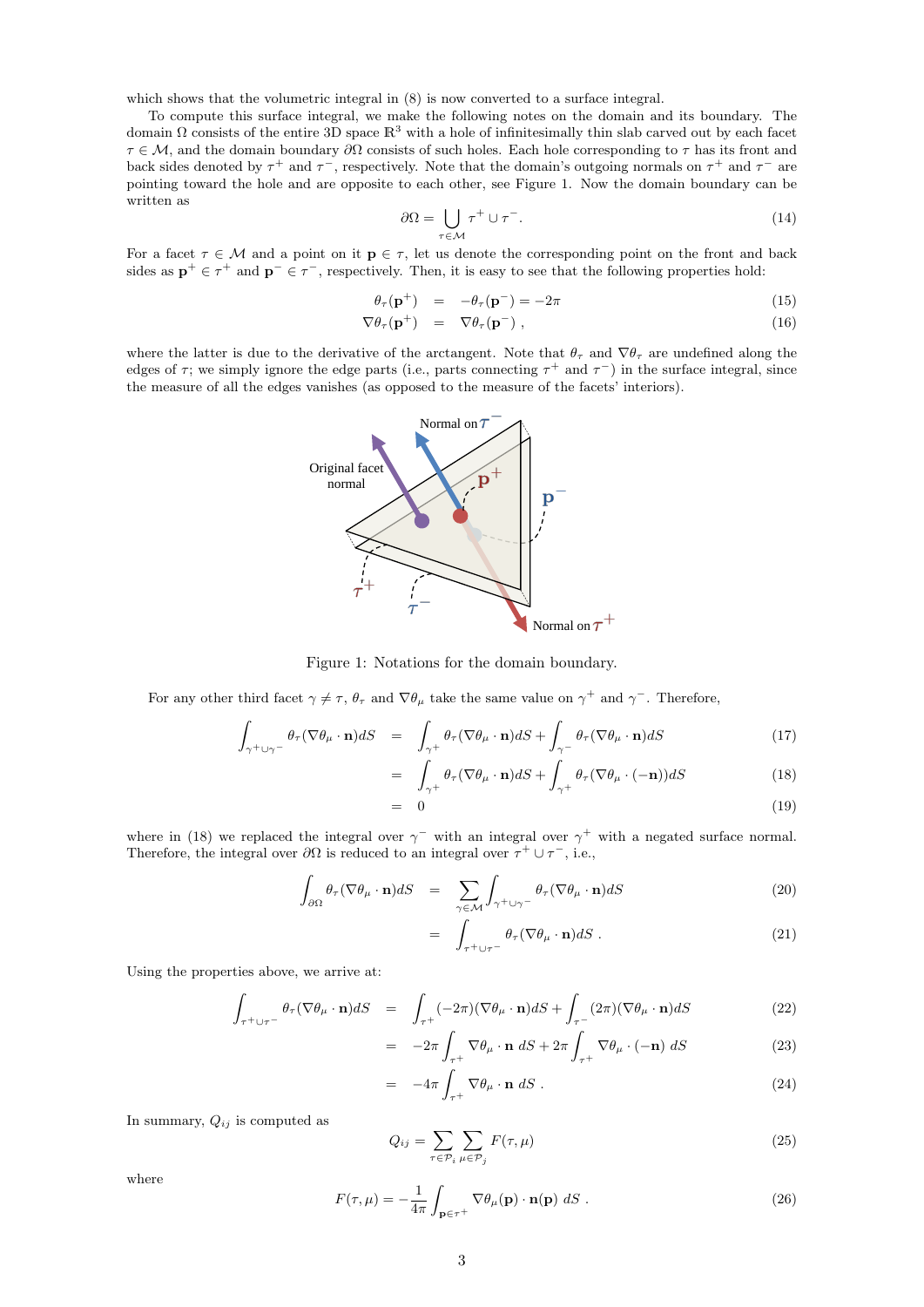which shows that the volumetric integral in (8) is now converted to a surface integral.

To compute this surface integral, we make the following notes on the domain and its boundary. The domain $\Omega$ consists of the entire 3D space $\mathbb{R}^3$ with a hole of infinitesimally thin slab carved out by each facet $\tau \in \mathcal{M}$, and the domain boundary $\partial\Omega$ consists of such holes. Each hole corresponding to $\tau$ has its front and back sides denoted by $\tau^+$ and $\tau^-$, respectively. Note that the domain's outgoing normals on $\tau^+$ and $\tau^-$ are pointing toward the hole and are opposite to each other, see Figure 1. Now the domain boundary can be written as

$$\partial\Omega = \bigcup_{\tau \in \mathcal{M}} \tau^+ \cup \tau^- . \tag{14}$$

For a facet $\tau \in \mathcal{M}$ and a point on it $\mathbf{p} \in \tau$, let us denote the corresponding point on the front and back sides as $\mathbf{p}^+ \in \tau^+$ and $\mathbf{p}^- \in \tau^-$, respectively. Then, it is easy to see that the following properties hold:

$$\theta_\tau(\mathbf{p}^+) = -\theta_\tau(\mathbf{p}^-) = -2\pi \tag{15}$$

$$\nabla\theta_\tau(\mathbf{p}^+) = \nabla\theta_\tau(\mathbf{p}^-) , \tag{16}$$

where the latter is due to the derivative of the arctangent. Note that $\theta_\tau$ and $\nabla\theta_\tau$ are undefined along the edges of $\tau$; we simply ignore the edge parts (i.e., parts connecting $\tau^+$ and $\tau^-$) in the surface integral, since the measure of all the edges vanishes (as opposed to the measure of the facets' interiors).

Figure 1: Notations for the domain boundary.

For any other third facet $\gamma \neq \tau$, $\theta_\tau$ and $\nabla\theta_\mu$ take the same value on $\gamma^+$ and $\gamma^-$. Therefore,

$$\int_{\gamma^+ \cup \gamma^-} \theta_\tau(\nabla\theta_\mu \cdot \mathbf{n}) dS = \int_{\gamma^+} \theta_\tau(\nabla\theta_\mu \cdot \mathbf{n}) dS + \int_{\gamma^-} \theta_\tau(\nabla\theta_\mu \cdot \mathbf{n}) dS \tag{17}$$

$$= \int_{\gamma^+} \theta_\tau(\nabla\theta_\mu \cdot \mathbf{n}) dS + \int_{\gamma^+} \theta_\tau(\nabla\theta_\mu \cdot (-\mathbf{n})) dS \tag{18}$$

$$= 0 \tag{19}$$

where in (18) we replaced the integral over $\gamma^-$ with an integral over $\gamma^+$ with a negated surface normal. Therefore, the integral over $\partial\Omega$ is reduced to an integral over $\tau^+ \cup \tau^-$, i.e.,

$$\int_{\partial\Omega} \theta_\tau(\nabla\theta_\mu \cdot \mathbf{n}) dS = \sum_{\gamma \in \mathcal{M}} \int_{\gamma^+ \cup \gamma^-} \theta_\tau(\nabla\theta_\mu \cdot \mathbf{n}) dS \tag{20}$$

$$= \int_{\tau^+ \cup \tau^-} \theta_\tau(\nabla\theta_\mu \cdot \mathbf{n}) dS . \tag{21}$$

Using the properties above, we arrive at:

$$\int_{\tau^+ \cup \tau^-} \theta_\tau(\nabla\theta_\mu \cdot \mathbf{n}) dS = \int_{\tau^+} (-2\pi)(\nabla\theta_\mu \cdot \mathbf{n}) dS + \int_{\tau^-} (2\pi)(\nabla\theta_\mu \cdot \mathbf{n}) dS \tag{22}$$

$$= -2\pi \int_{\tau^+} \nabla\theta_\mu \cdot \mathbf{n} \; dS + 2\pi \int_{\tau^+} \nabla\theta_\mu \cdot (-\mathbf{n}) \; dS \tag{23}$$

$$= -4\pi \int_{\tau^+} \nabla\theta_\mu \cdot \mathbf{n} \; dS . \tag{24}$$

In summary, $Q_{ij}$ is computed as

$$Q_{ij} = \sum_{\tau \in \mathcal{P}_i} \sum_{\mu \in \mathcal{P}_j} F(\tau, \mu) \tag{25}$$

where

$$F(\tau, \mu) = -\frac{1}{4\pi} \int_{\mathbf{p} \in \tau^+} \nabla\theta_\mu(\mathbf{p}) \cdot \mathbf{n}(\mathbf{p}) \; dS . \tag{26}$$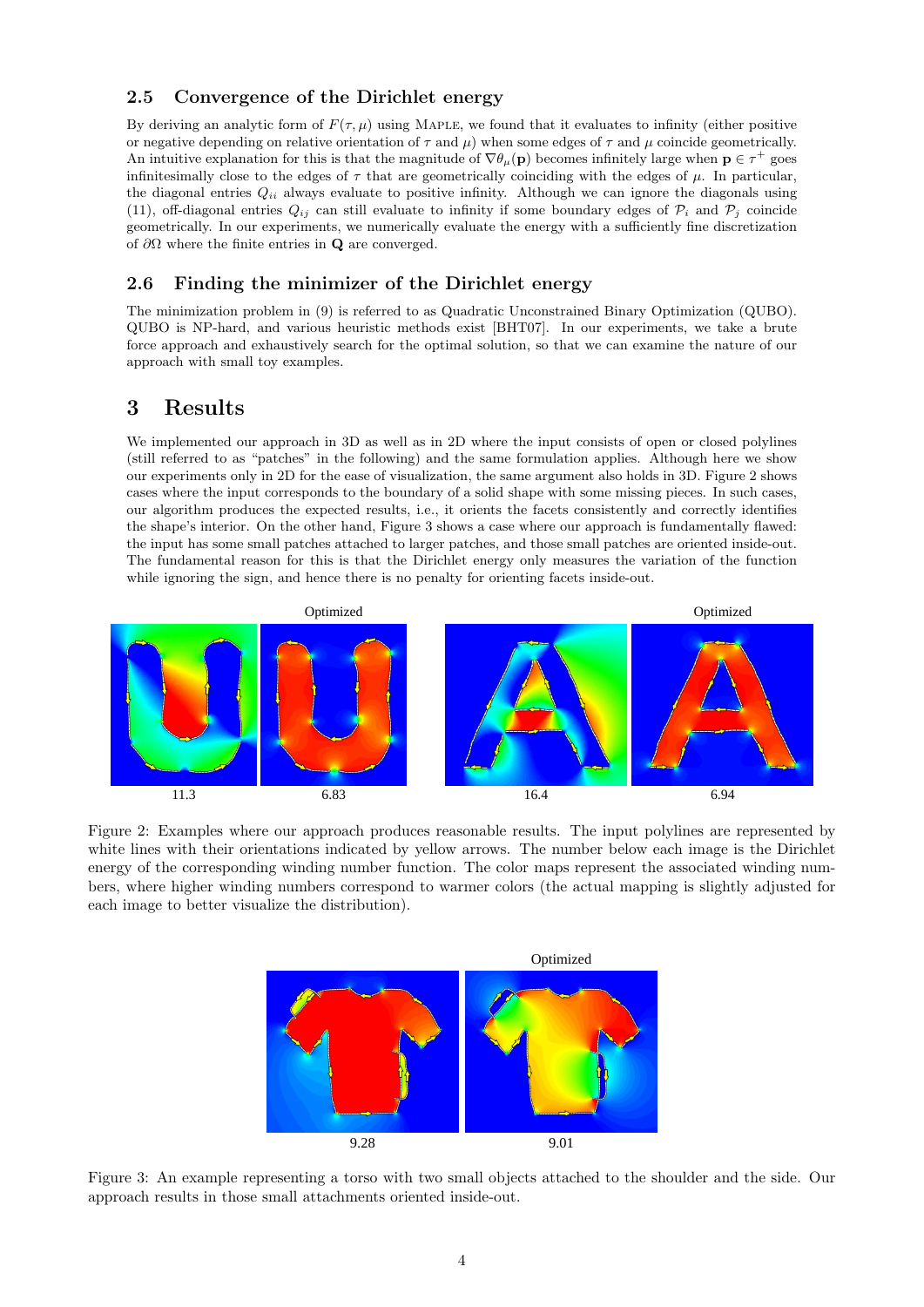### 2.5 Convergence of the Dirichlet energy

By deriving an analytic form of $F(\tau, \mu)$ using MAPLE, we found that it evaluates to infinity (either positive or negative depending on relative orientation of $\tau$ and $\mu$) when some edges of $\tau$ and $\mu$ coincide geometrically. An intuitive explanation for this is that the magnitude of $\nabla\theta_\mu(\mathbf{p})$ becomes infinitely large when $\mathbf{p} \in \tau^+$ goes infinitesimally close to the edges of $\tau$ that are geometrically coinciding with the edges of $\mu$. In particular, the diagonal entries $Q_{ii}$ always evaluate to positive infinity. Although we can ignore the diagonals using (11), off-diagonal entries $Q_{ij}$ can still evaluate to infinity if some boundary edges of $\mathcal{P}_i$ and $\mathcal{P}_j$ coincide geometrically. In our experiments, we numerically evaluate the energy with a sufficiently fine discretization of $\partial\Omega$ where the finite entries in $\mathbf{Q}$ are converged.

### 2.6 Finding the minimizer of the Dirichlet energy

The minimization problem in (9) is referred to as Quadratic Unconstrained Binary Optimization (QUBO). QUBO is NP-hard, and various heuristic methods exist [BHT07]. In our experiments, we take a brute force approach and exhaustively search for the optimal solution, so that we can examine the nature of our approach with small toy examples.

## 3 Results

We implemented our approach in 3D as well as in 2D where the input consists of open or closed polylines (still referred to as "patches" in the following) and the same formulation applies. Although here we show our experiments only in 2D for the ease of visualization, the same argument also holds in 3D. Figure 2 shows cases where the input corresponds to the boundary of a solid shape with some missing pieces. In such cases, our algorithm produces the expected results, i.e., it orients the facets consistently and correctly identifies the shape's interior. On the other hand, Figure 3 shows a case where our approach is fundamentally flawed: the input has some small patches attached to larger patches, and those small patches are oriented inside-out. The fundamental reason for this is that the Dirichlet energy only measures the variation of the function while ignoring the sign, and hence there is no penalty for orienting facets inside-out.

Optimized | Optimized

11.3 | 6.83 | 16.4 | 6.94

Figure 2: Examples where our approach produces reasonable results. The input polylines are represented by white lines with their orientations indicated by yellow arrows. The number below each image is the Dirichlet energy of the corresponding winding number function. The color maps represent the associated winding numbers, where higher winding numbers correspond to warmer colors (the actual mapping is slightly adjusted for each image to better visualize the distribution).

Optimized

9.28 | 9.01

Figure 3: An example representing a torso with two small objects attached to the shoulder and the side. Our approach results in those small attachments oriented inside-out.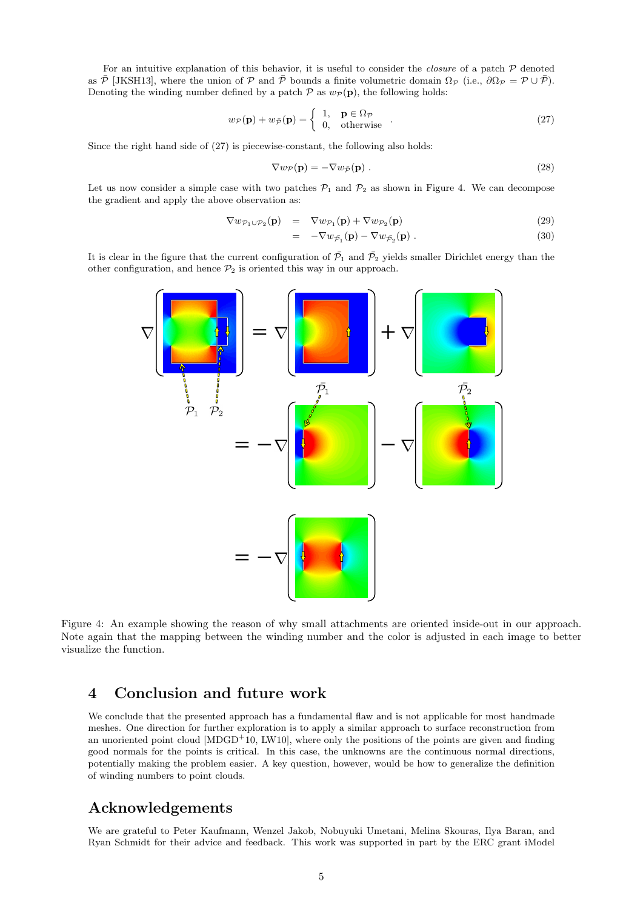For an intuitive explanation of this behavior, it is useful to consider the *closure* of a patch $\mathcal{P}$ denoted as $\bar{\mathcal{P}}$ [JKSH13], where the union of $\mathcal{P}$ and $\bar{\mathcal{P}}$ bounds a finite volumetric domain $\Omega_\mathcal{P}$ (i.e., $\partial\Omega_\mathcal{P} = \mathcal{P} \cup \bar{\mathcal{P}}$). Denoting the winding number defined by a patch $\mathcal{P}$ as $w_\mathcal{P}(\mathbf{p})$, the following holds:

$$w_\mathcal{P}(\mathbf{p}) + w_{\bar{\mathcal{P}}}(\mathbf{p}) = \begin{cases} 1, & \mathbf{p} \in \Omega_\mathcal{P} \\ 0, & \text{otherwise} \end{cases} . \tag{27}$$

Since the right hand side of (27) is piecewise-constant, the following also holds:

$$\nabla w_\mathcal{P}(\mathbf{p}) = -\nabla w_{\bar{\mathcal{P}}}(\mathbf{p}) . \tag{28}$$

Let us now consider a simple case with two patches $\mathcal{P}_1$ and $\mathcal{P}_2$ as shown in Figure 4. We can decompose the gradient and apply the above observation as:

$$\begin{aligned} \nabla w_{\mathcal{P}_1 \cup \mathcal{P}_2}(\mathbf{p}) &= \nabla w_{\mathcal{P}_1}(\mathbf{p}) + \nabla w_{\mathcal{P}_2}(\mathbf{p}) & (29) \\ &= -\nabla w_{\bar{\mathcal{P}}_1}(\mathbf{p}) - \nabla w_{\bar{\mathcal{P}}_2}(\mathbf{p}) . & (30) \end{aligned}$$

It is clear in the figure that the current configuration of $\bar{\mathcal{P}}_1$ and $\bar{\mathcal{P}}_2$ yields smaller Dirichlet energy than the other configuration, and hence $\mathcal{P}_2$ is oriented this way in our approach.

Figure 4: An example showing the reason of why small attachments are oriented inside-out in our approach. Note again that the mapping between the winding number and the color is adjusted in each image to better visualize the function.

## 4 Conclusion and future work

We conclude that the presented approach has a fundamental flaw and is not applicable for most handmade meshes. One direction for further exploration is to apply a similar approach to surface reconstruction from an unoriented point cloud [MDGD+10, LW10], where only the positions of the points are given and finding good normals for the points is critical. In this case, the unknowns are the continuous normal directions, potentially making the problem easier. A key question, however, would be how to generalize the definition of winding numbers to point clouds.

## Acknowledgements

We are grateful to Peter Kaufmann, Wenzel Jakob, Nobuyuki Umetani, Melina Skouras, Ilya Baran, and Ryan Schmidt for their advice and feedback. This work was supported in part by the ERC grant iModel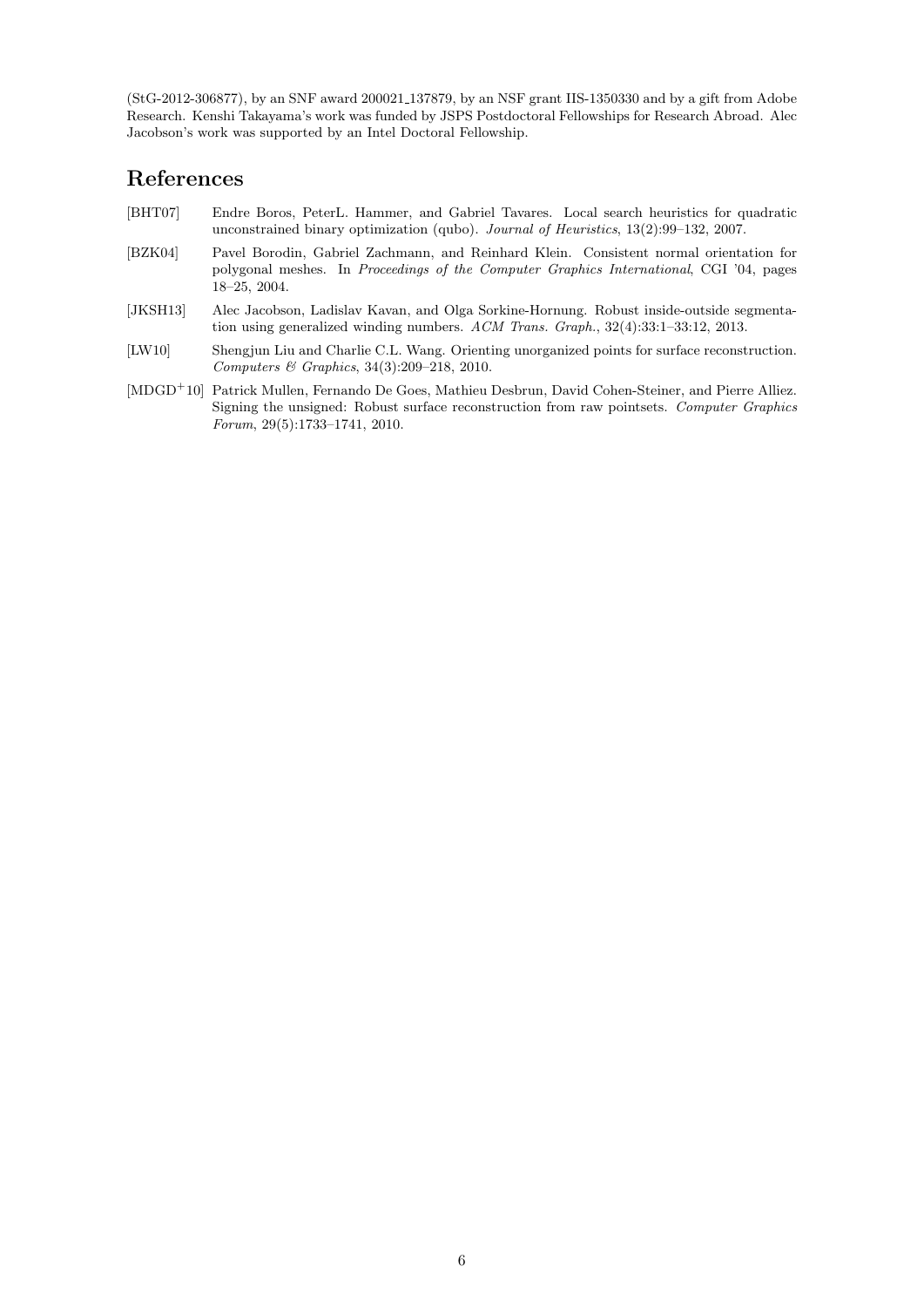(StG-2012-306877), by an SNF award 200021_137879, by an NSF grant IIS-1350330 and by a gift from Adobe Research. Kenshi Takayama's work was funded by JSPS Postdoctoral Fellowships for Research Abroad. Alec Jacobson's work was supported by an Intel Doctoral Fellowship.

## References

[BHT07] Endre Boros, PeterL. Hammer, and Gabriel Tavares. Local search heuristics for quadratic unconstrained binary optimization (qubo). *Journal of Heuristics*, 13(2):99–132, 2007.

[BZK04] Pavel Borodin, Gabriel Zachmann, and Reinhard Klein. Consistent normal orientation for polygonal meshes. In *Proceedings of the Computer Graphics International*, CGI '04, pages 18–25, 2004.

[JKSH13] Alec Jacobson, Ladislav Kavan, and Olga Sorkine-Hornung. Robust inside-outside segmentation using generalized winding numbers. *ACM Trans. Graph.*, 32(4):33:1–33:12, 2013.

[LW10] Shengjun Liu and Charlie C.L. Wang. Orienting unorganized points for surface reconstruction. *Computers & Graphics*, 34(3):209–218, 2010.

[MDGD+10] Patrick Mullen, Fernando De Goes, Mathieu Desbrun, David Cohen-Steiner, and Pierre Alliez. Signing the unsigned: Robust surface reconstruction from raw pointsets. *Computer Graphics Forum*, 29(5):1733–1741, 2010.